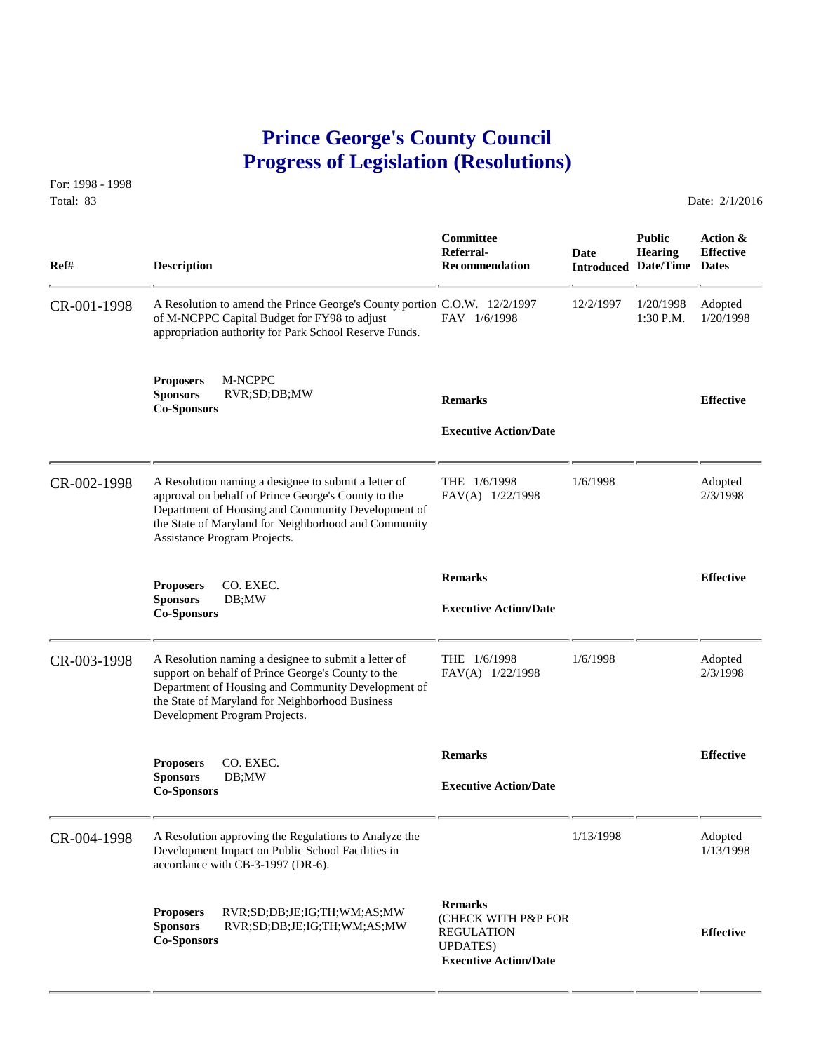# Prince George's County Council
# Progress of Legislation (Resolutions)

For: 1998 - 1998
Total: 83

Date: 2/1/2016

| Ref# | Description | Committee Referral-Recommendation | Date Introduced | Public Hearing Date/Time | Action & Effective Dates |
|---|---|---|---|---|---|
| CR-001-1998 | A Resolution to amend the Prince George's County portion of M-NCPPC Capital Budget for FY98 to adjust appropriation authority for Park School Reserve Funds. | C.O.W. 12/2/1997<br>FAV 1/6/1998 | 12/2/1997 | 1/20/1998<br>1:30 P.M. | Adopted<br>1/20/1998 |
| | **Proposers** M-NCPPC<br>**Sponsors** RVR;SD;DB;MW<br>**Co-Sponsors** | **Remarks**<br><br>**Executive Action/Date** | | | **Effective** |
| CR-002-1998 | A Resolution naming a designee to submit a letter of approval on behalf of Prince George's County to the Department of Housing and Community Development of the State of Maryland for Neighborhood and Community Assistance Program Projects. | THE 1/6/1998<br>FAV(A) 1/22/1998 | 1/6/1998 | | Adopted<br>2/3/1998 |
| | **Proposers** CO. EXEC.<br>**Sponsors** DB;MW<br>**Co-Sponsors** | **Remarks**<br><br>**Executive Action/Date** | | | **Effective** |
| CR-003-1998 | A Resolution naming a designee to submit a letter of support on behalf of Prince George's County to the Department of Housing and Community Development of the State of Maryland for Neighborhood Business Development Program Projects. | THE 1/6/1998<br>FAV(A) 1/22/1998 | 1/6/1998 | | Adopted<br>2/3/1998 |
| | **Proposers** CO. EXEC.<br>**Sponsors** DB;MW<br>**Co-Sponsors** | **Remarks**<br><br>**Executive Action/Date** | | | **Effective** |
| CR-004-1998 | A Resolution approving the Regulations to Analyze the Development Impact on Public School Facilities in accordance with CB-3-1997 (DR-6). | | 1/13/1998 | | Adopted<br>1/13/1998 |
| | **Proposers** RVR;SD;DB;JE;IG;TH;WM;AS;MW<br>**Sponsors** RVR;SD;DB;JE;IG;TH;WM;AS;MW<br>**Co-Sponsors** | **Remarks**<br>(CHECK WITH P&P FOR REGULATION UPDATES)<br>**Executive Action/Date** | | | **Effective** |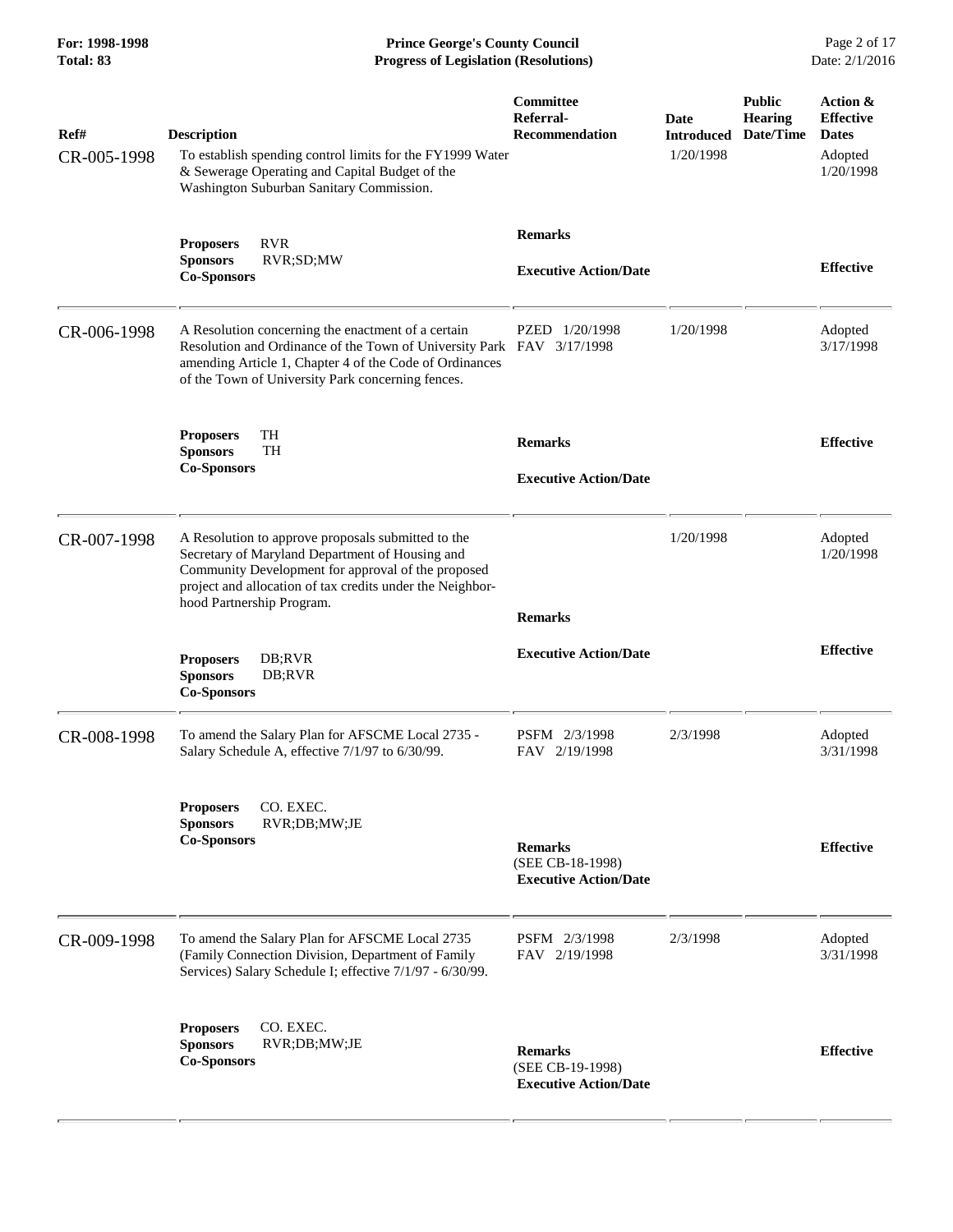| Ref# | Description | Committee Referral-Recommendation | Date Introduced | Public Hearing Date/Time | Action & Effective Dates |
|---|---|---|---|---|---|
| CR-005-1998 | To establish spending control limits for the FY1999 Water & Sewerage Operating and Capital Budget of the Washington Suburban Sanitary Commission. | | 1/20/1998 | | Adopted 1/20/1998 |
| | **Proposers** RVR<br>**Sponsors** RVR;SD;MW<br>**Co-Sponsors** | **Remarks**<br><br>**Executive Action/Date** | | | **Effective** |
| CR-006-1998 | A Resolution concerning the enactment of a certain Resolution and Ordinance of the Town of University Park amending Article 1, Chapter 4 of the Code of Ordinances of the Town of University Park concerning fences. | PZED 1/20/1998<br>FAV 3/17/1998 | 1/20/1998 | | Adopted 3/17/1998 |
| | **Proposers** TH<br>**Sponsors** TH<br>**Co-Sponsors** | **Remarks**<br><br>**Executive Action/Date** | | | **Effective** |
| CR-007-1998 | A Resolution to approve proposals submitted to the Secretary of Maryland Department of Housing and Community Development for approval of the proposed project and allocation of tax credits under the Neighborhood Partnership Program. | | 1/20/1998 | | Adopted 1/20/1998 |
| | **Proposers** DB;RVR<br>**Sponsors** DB;RVR<br>**Co-Sponsors** | **Remarks**<br><br>**Executive Action/Date** | | | **Effective** |
| CR-008-1998 | To amend the Salary Plan for AFSCME Local 2735 - Salary Schedule A, effective 7/1/97 to 6/30/99. | PSFM 2/3/1998<br>FAV 2/19/1998 | 2/3/1998 | | Adopted 3/31/1998 |
| | **Proposers** CO. EXEC.<br>**Sponsors** RVR;DB;MW;JE<br>**Co-Sponsors** | **Remarks**<br>(SEE CB-18-1998)<br>**Executive Action/Date** | | | **Effective** |
| CR-009-1998 | To amend the Salary Plan for AFSCME Local 2735 (Family Connection Division, Department of Family Services) Salary Schedule I; effective 7/1/97 - 6/30/99. | PSFM 2/3/1998<br>FAV 2/19/1998 | 2/3/1998 | | Adopted 3/31/1998 |
| | **Proposers** CO. EXEC.<br>**Sponsors** RVR;DB;MW;JE<br>**Co-Sponsors** | **Remarks**<br>(SEE CB-19-1998)<br>**Executive Action/Date** | | | **Effective** |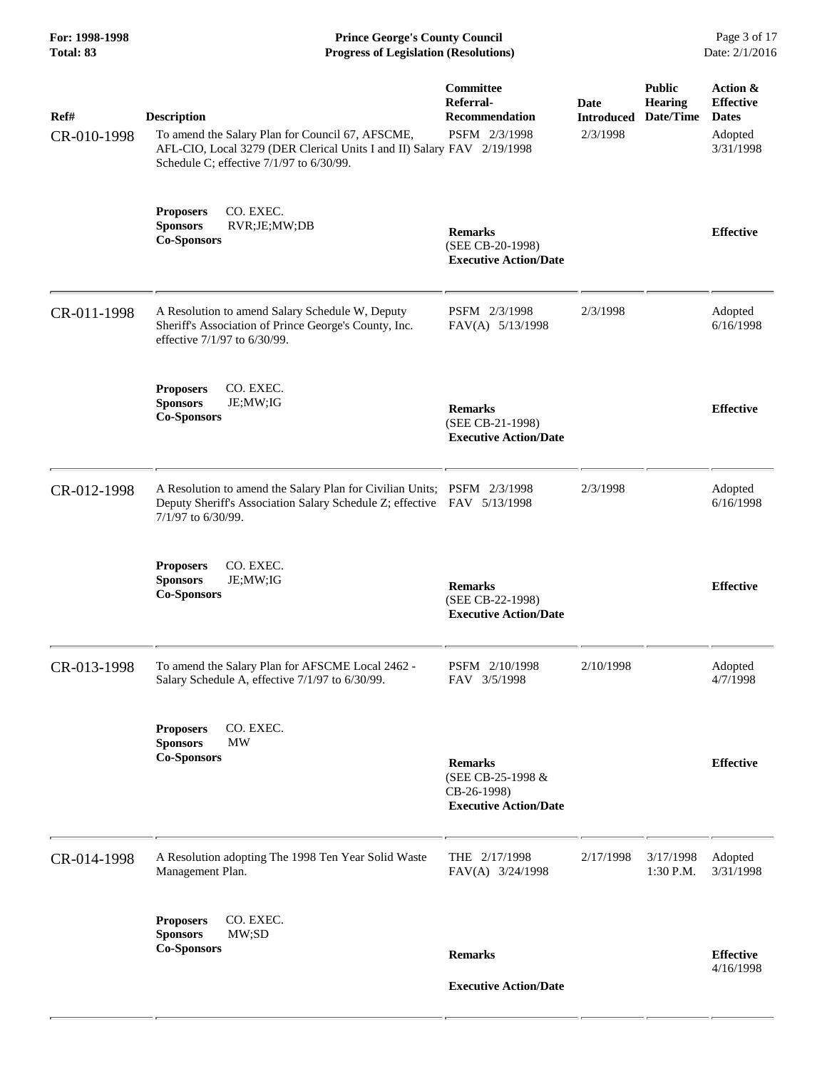| Ref# | Description | Committee Referral-Recommendation | Date Introduced | Public Hearing Date/Time | Action & Effective Dates |
|---|---|---|---|---|---|
| CR-010-1998 | To amend the Salary Plan for Council 67, AFSCME, AFL-CIO, Local 3279 (DER Clerical Units I and II) Salary Schedule C; effective 7/1/97 to 6/30/99. | PSFM 2/3/1998<br>FAV 2/19/1998 | 2/3/1998 | | Adopted 3/31/1998 |
| | **Proposers** CO. EXEC.<br>**Sponsors** RVR;JE;MW;DB<br>**Co-Sponsors** | **Remarks**<br>(SEE CB-20-1998)<br>**Executive Action/Date** | | | **Effective** |
| CR-011-1998 | A Resolution to amend Salary Schedule W, Deputy Sheriff's Association of Prince George's County, Inc. effective 7/1/97 to 6/30/99. | PSFM 2/3/1998<br>FAV(A) 5/13/1998 | 2/3/1998 | | Adopted 6/16/1998 |
| | **Proposers** CO. EXEC.<br>**Sponsors** JE;MW;IG<br>**Co-Sponsors** | **Remarks**<br>(SEE CB-21-1998)<br>**Executive Action/Date** | | | **Effective** |
| CR-012-1998 | A Resolution to amend the Salary Plan for Civilian Units; Deputy Sheriff's Association Salary Schedule Z; effective 7/1/97 to 6/30/99. | PSFM 2/3/1998<br>FAV 5/13/1998 | 2/3/1998 | | Adopted 6/16/1998 |
| | **Proposers** CO. EXEC.<br>**Sponsors** JE;MW;IG<br>**Co-Sponsors** | **Remarks**<br>(SEE CB-22-1998)<br>**Executive Action/Date** | | | **Effective** |
| CR-013-1998 | To amend the Salary Plan for AFSCME Local 2462 - Salary Schedule A, effective 7/1/97 to 6/30/99. | PSFM 2/10/1998<br>FAV 3/5/1998 | 2/10/1998 | | Adopted 4/7/1998 |
| | **Proposers** CO. EXEC.<br>**Sponsors** MW<br>**Co-Sponsors** | **Remarks**<br>(SEE CB-25-1998 & CB-26-1998)<br>**Executive Action/Date** | | | **Effective** |
| CR-014-1998 | A Resolution adopting The 1998 Ten Year Solid Waste Management Plan. | THE 2/17/1998<br>FAV(A) 3/24/1998 | 2/17/1998 | 3/17/1998 1:30 P.M. | Adopted 3/31/1998 |
| | **Proposers** CO. EXEC.<br>**Sponsors** MW;SD<br>**Co-Sponsors** | **Remarks**<br>**Executive Action/Date** | | | **Effective** 4/16/1998 |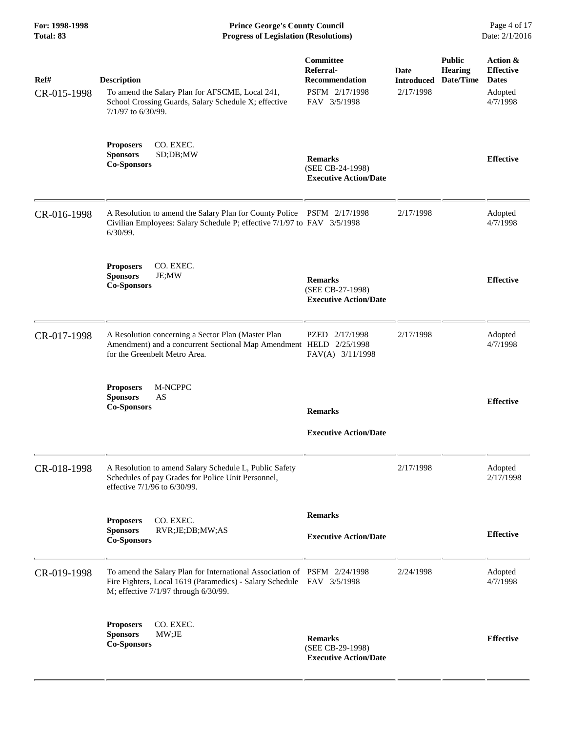| Ref# | Description | Committee Referral-Recommendation | Date Introduced | Public Hearing Date/Time | Action & Effective Dates |
|---|---|---|---|---|---|
| CR-015-1998 | To amend the Salary Plan for AFSCME, Local 241, School Crossing Guards, Salary Schedule X; effective 7/1/97 to 6/30/99. | PSFM 2/17/1998<br>FAV 3/5/1998 | 2/17/1998 | | Adopted 4/7/1998 |
| | **Proposers** CO. EXEC.<br>**Sponsors** SD;DB;MW<br>**Co-Sponsors** | **Remarks**<br>(SEE CB-24-1998)<br>**Executive Action/Date** | | | **Effective** |
| CR-016-1998 | A Resolution to amend the Salary Plan for County Police Civilian Employees: Salary Schedule P; effective 7/1/97 to 6/30/99. | PSFM 2/17/1998<br>FAV 3/5/1998 | 2/17/1998 | | Adopted 4/7/1998 |
| | **Proposers** CO. EXEC.<br>**Sponsors** JE;MW<br>**Co-Sponsors** | **Remarks**<br>(SEE CB-27-1998)<br>**Executive Action/Date** | | | **Effective** |
| CR-017-1998 | A Resolution concerning a Sector Plan (Master Plan Amendment) and a concurrent Sectional Map Amendment for the Greenbelt Metro Area. | PZED 2/17/1998<br>HELD 2/25/1998<br>FAV(A) 3/11/1998 | 2/17/1998 | | Adopted 4/7/1998 |
| | **Proposers** M-NCPPC<br>**Sponsors** AS<br>**Co-Sponsors** | **Remarks**<br>**Executive Action/Date** | | | **Effective** |
| CR-018-1998 | A Resolution to amend Salary Schedule L, Public Safety Schedules of pay Grades for Police Unit Personnel, effective 7/1/96 to 6/30/99. | | 2/17/1998 | | Adopted 2/17/1998 |
| | **Proposers** CO. EXEC.<br>**Sponsors** RVR;JE;DB;MW;AS<br>**Co-Sponsors** | **Remarks**<br>**Executive Action/Date** | | | **Effective** |
| CR-019-1998 | To amend the Salary Plan for International Association of Fire Fighters, Local 1619 (Paramedics) - Salary Schedule M; effective 7/1/97 through 6/30/99. | PSFM 2/24/1998<br>FAV 3/5/1998 | 2/24/1998 | | Adopted 4/7/1998 |
| | **Proposers** CO. EXEC.<br>**Sponsors** MW;JE<br>**Co-Sponsors** | **Remarks**<br>(SEE CB-29-1998)<br>**Executive Action/Date** | | | **Effective** |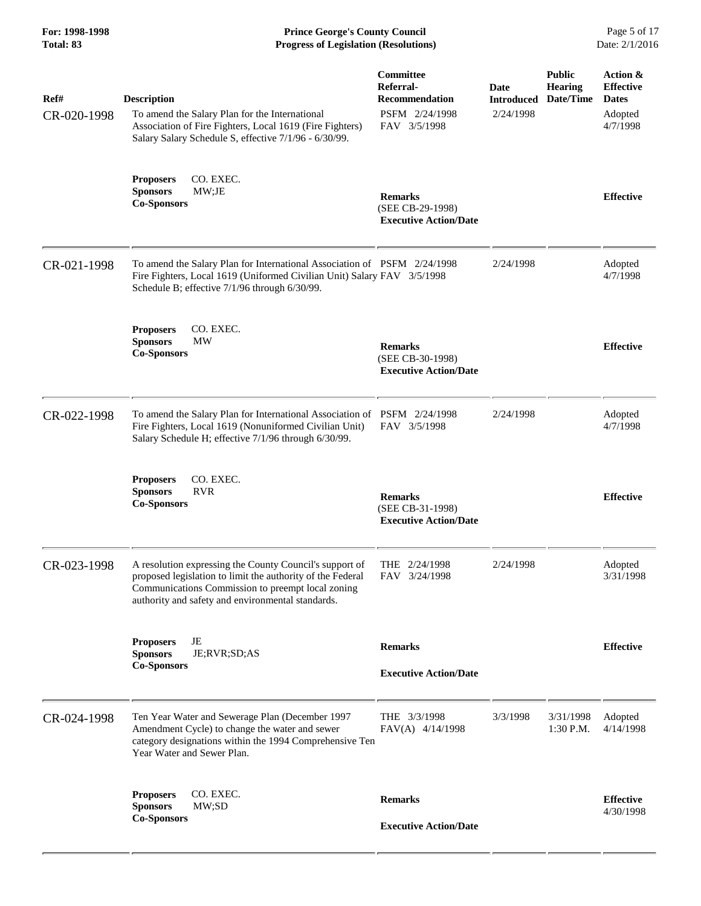| Ref# | Description | Committee Referral-Recommendation | Date Introduced | Public Hearing Date/Time | Action & Effective Dates |
|---|---|---|---|---|---|
| CR-020-1998 | To amend the Salary Plan for the International Association of Fire Fighters, Local 1619 (Fire Fighters) Salary Salary Schedule S, effective 7/1/96 - 6/30/99. | PSFM 2/24/1998<br>FAV 3/5/1998 | 2/24/1998 | | Adopted<br>4/7/1998 |
| | **Proposers** CO. EXEC.<br>**Sponsors** MW;JE<br>**Co-Sponsors** | **Remarks**<br>(SEE CB-29-1998)<br>**Executive Action/Date** | | | **Effective** |
| CR-021-1998 | To amend the Salary Plan for International Association of Fire Fighters, Local 1619 (Uniformed Civilian Unit) Salary Schedule B; effective 7/1/96 through 6/30/99. | PSFM 2/24/1998<br>FAV 3/5/1998 | 2/24/1998 | | Adopted<br>4/7/1998 |
| | **Proposers** CO. EXEC.<br>**Sponsors** MW<br>**Co-Sponsors** | **Remarks**<br>(SEE CB-30-1998)<br>**Executive Action/Date** | | | **Effective** |
| CR-022-1998 | To amend the Salary Plan for International Association of Fire Fighters, Local 1619 (Nonuniformed Civilian Unit) Salary Schedule H; effective 7/1/96 through 6/30/99. | PSFM 2/24/1998<br>FAV 3/5/1998 | 2/24/1998 | | Adopted<br>4/7/1998 |
| | **Proposers** CO. EXEC.<br>**Sponsors** RVR<br>**Co-Sponsors** | **Remarks**<br>(SEE CB-31-1998)<br>**Executive Action/Date** | | | **Effective** |
| CR-023-1998 | A resolution expressing the County Council's support of proposed legislation to limit the authority of the Federal Communications Commission to preempt local zoning authority and safety and environmental standards. | THE 2/24/1998<br>FAV 3/24/1998 | 2/24/1998 | | Adopted<br>3/31/1998 |
| | **Proposers** JE<br>**Sponsors** JE;RVR;SD;AS<br>**Co-Sponsors** | **Remarks**<br>**Executive Action/Date** | | | **Effective** |
| CR-024-1998 | Ten Year Water and Sewerage Plan (December 1997 Amendment Cycle) to change the water and sewer category designations within the 1994 Comprehensive Ten Year Water and Sewer Plan. | THE 3/3/1998<br>FAV(A) 4/14/1998 | 3/3/1998 | 3/31/1998<br>1:30 P.M. | Adopted<br>4/14/1998 |
| | **Proposers** CO. EXEC.<br>**Sponsors** MW;SD<br>**Co-Sponsors** | **Remarks**<br>**Executive Action/Date** | | | **Effective**<br>4/30/1998 |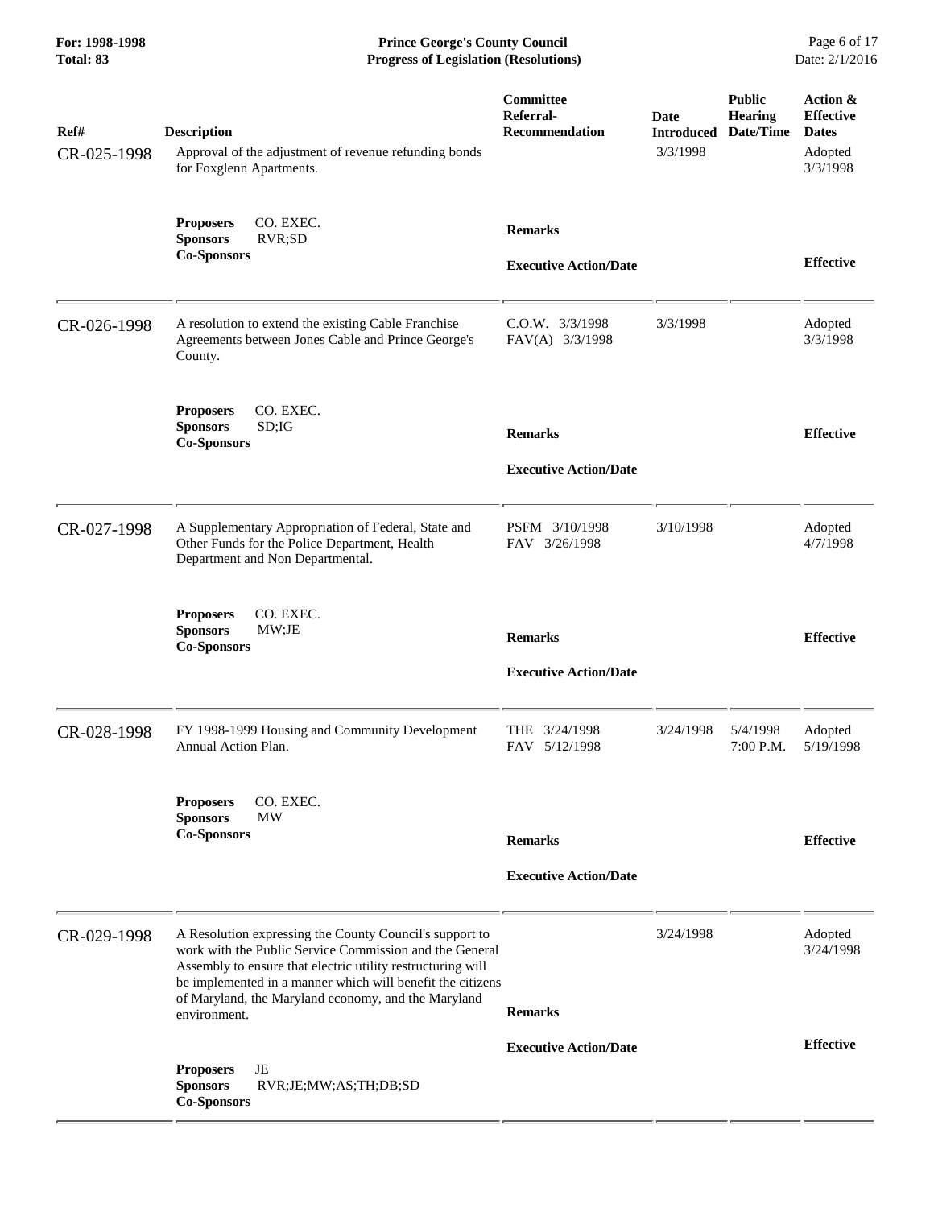| Ref# | Description | Committee Referral-Recommendation | Date Introduced | Public Hearing Date/Time | Action & Effective Dates |
|---|---|---|---|---|---|
| CR-025-1998 | Approval of the adjustment of revenue refunding bonds for Foxglenn Apartments. | | 3/3/1998 | | Adopted 3/3/1998 |
| | **Proposers** CO. EXEC. **Sponsors** RVR;SD **Co-Sponsors** | **Remarks** **Executive Action/Date** | | | **Effective** |
| CR-026-1998 | A resolution to extend the existing Cable Franchise Agreements between Jones Cable and Prince George's County. | C.O.W. 3/3/1998 FAV(A) 3/3/1998 | 3/3/1998 | | Adopted 3/3/1998 |
| | **Proposers** CO. EXEC. **Sponsors** SD;IG **Co-Sponsors** | **Remarks** **Executive Action/Date** | | | **Effective** |
| CR-027-1998 | A Supplementary Appropriation of Federal, State and Other Funds for the Police Department, Health Department and Non Departmental. | PSFM 3/10/1998 FAV 3/26/1998 | 3/10/1998 | | Adopted 4/7/1998 |
| | **Proposers** CO. EXEC. **Sponsors** MW;JE **Co-Sponsors** | **Remarks** **Executive Action/Date** | | | **Effective** |
| CR-028-1998 | FY 1998-1999 Housing and Community Development Annual Action Plan. | THE 3/24/1998 FAV 5/12/1998 | 3/24/1998 | 5/4/1998 7:00 P.M. | Adopted 5/19/1998 |
| | **Proposers** CO. EXEC. **Sponsors** MW **Co-Sponsors** | **Remarks** **Executive Action/Date** | | | **Effective** |
| CR-029-1998 | A Resolution expressing the County Council's support to work with the Public Service Commission and the General Assembly to ensure that electric utility restructuring will be implemented in a manner which will benefit the citizens of Maryland, the Maryland economy, and the Maryland environment. | | 3/24/1998 | | Adopted 3/24/1998 |
| | **Proposers** JE **Sponsors** RVR;JE;MW;AS;TH;DB;SD **Co-Sponsors** | **Remarks** **Executive Action/Date** | | | **Effective** |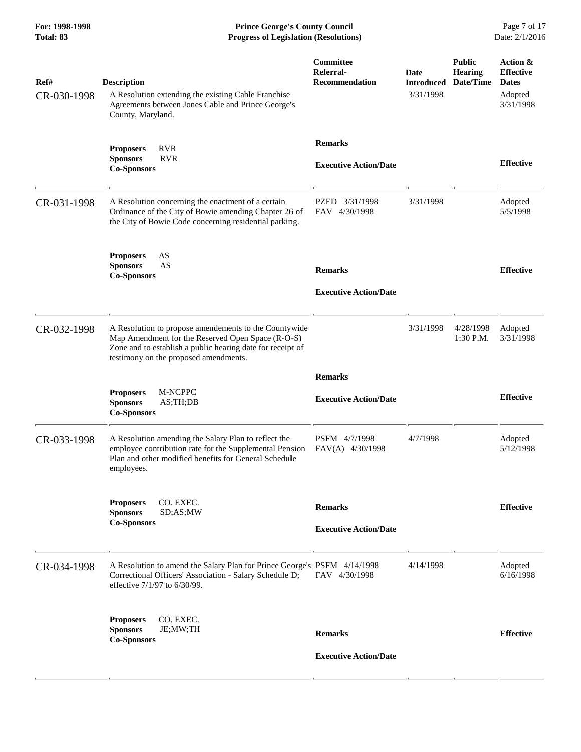| Ref# | Description | Committee Referral-Recommendation | Date Introduced | Public Hearing Date/Time | Action & Effective Dates |
|---|---|---|---|---|---|
| CR-030-1998 | A Resolution extending the existing Cable Franchise Agreements between Jones Cable and Prince George's County, Maryland. | | 3/31/1998 | | Adopted 3/31/1998 |
| | **Proposers** RVR<br>**Sponsors** RVR<br>**Co-Sponsors** | **Remarks**<br>**Executive Action/Date** | | | **Effective** |
| CR-031-1998 | A Resolution concerning the enactment of a certain Ordinance of the City of Bowie amending Chapter 26 of the City of Bowie Code concerning residential parking. | PZED 3/31/1998<br>FAV 4/30/1998 | 3/31/1998 | | Adopted 5/5/1998 |
| | **Proposers** AS<br>**Sponsors** AS<br>**Co-Sponsors** | **Remarks**<br>**Executive Action/Date** | | | **Effective** |
| CR-032-1998 | A Resolution to propose amendements to the Countywide Map Amendment for the Reserved Open Space (R-O-S) Zone and to establish a public hearing date for receipt of testimony on the proposed amendments. | | 3/31/1998 | 4/28/1998 1:30 P.M. | Adopted 3/31/1998 |
| | **Proposers** M-NCPPC<br>**Sponsors** AS;TH;DB<br>**Co-Sponsors** | **Remarks**<br>**Executive Action/Date** | | | **Effective** |
| CR-033-1998 | A Resolution amending the Salary Plan to reflect the employee contribution rate for the Supplemental Pension Plan and other modified benefits for General Schedule employees. | PSFM 4/7/1998<br>FAV(A) 4/30/1998 | 4/7/1998 | | Adopted 5/12/1998 |
| | **Proposers** CO. EXEC.<br>**Sponsors** SD;AS;MW<br>**Co-Sponsors** | **Remarks**<br>**Executive Action/Date** | | | **Effective** |
| CR-034-1998 | A Resolution to amend the Salary Plan for Prince George's Correctional Officers' Association - Salary Schedule D; effective 7/1/97 to 6/30/99. | PSFM 4/14/1998<br>FAV 4/30/1998 | 4/14/1998 | | Adopted 6/16/1998 |
| | **Proposers** CO. EXEC.<br>**Sponsors** JE;MW;TH<br>**Co-Sponsors** | **Remarks**<br>**Executive Action/Date** | | | **Effective** |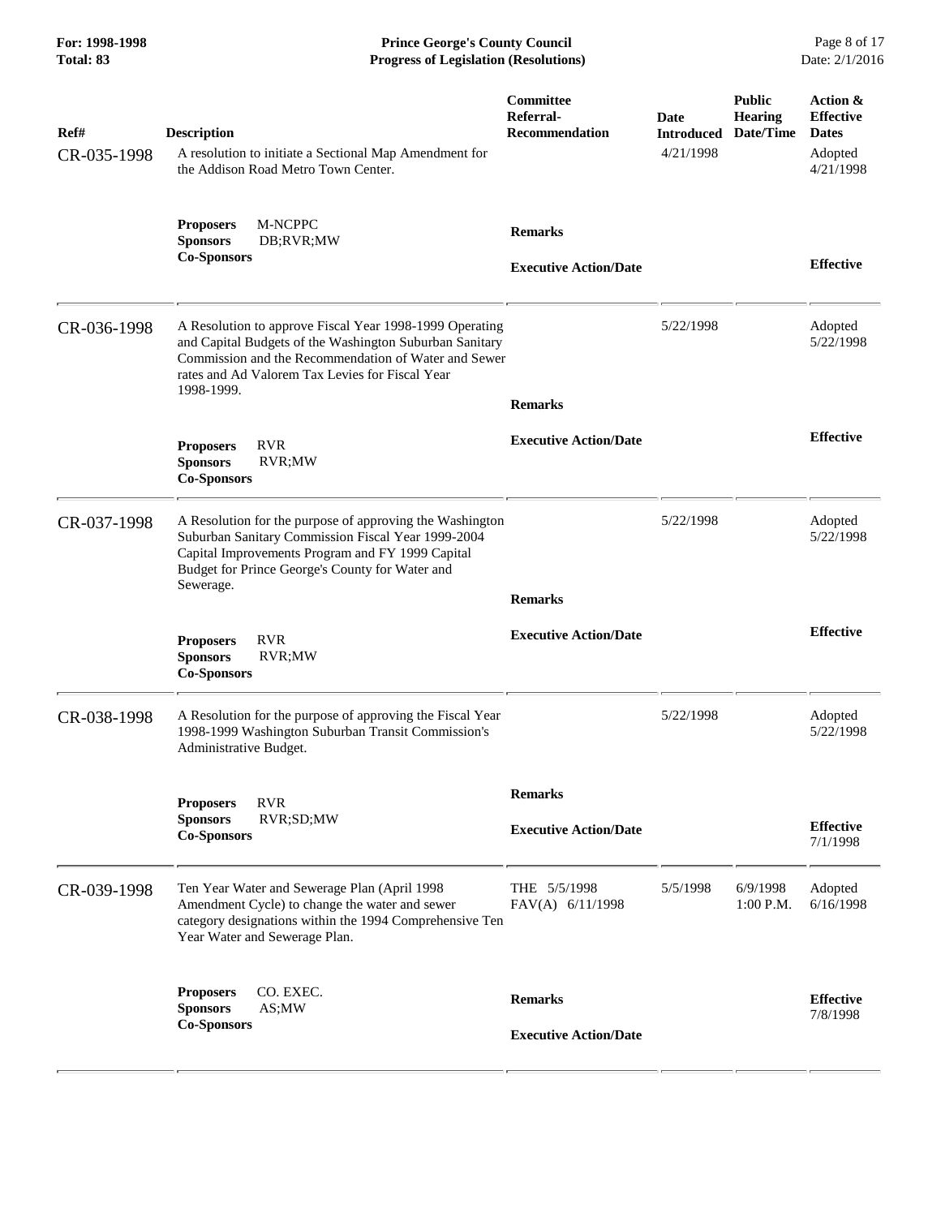| Ref# | Description | Committee Referral-Recommendation | Date Introduced | Public Hearing Date/Time | Action & Effective Dates |
|---|---|---|---|---|---|
| CR-035-1998 | A resolution to initiate a Sectional Map Amendment for the Addison Road Metro Town Center. | | 4/21/1998 | | Adopted 4/21/1998 |
| | **Proposers** M-NCPPC<br>**Sponsors** DB;RVR;MW<br>**Co-Sponsors** | **Remarks**<br><br>**Executive Action/Date** | | | **Effective** |
| CR-036-1998 | A Resolution to approve Fiscal Year 1998-1999 Operating and Capital Budgets of the Washington Suburban Sanitary Commission and the Recommendation of Water and Sewer rates and Ad Valorem Tax Levies for Fiscal Year 1998-1999. | | 5/22/1998 | | Adopted 5/22/1998 |
| | **Proposers** RVR<br>**Sponsors** RVR;MW<br>**Co-Sponsors** | **Remarks**<br><br>**Executive Action/Date** | | | **Effective** |
| CR-037-1998 | A Resolution for the purpose of approving the Washington Suburban Sanitary Commission Fiscal Year 1999-2004 Capital Improvements Program and FY 1999 Capital Budget for Prince George's County for Water and Sewerage. | | 5/22/1998 | | Adopted 5/22/1998 |
| | **Proposers** RVR<br>**Sponsors** RVR;MW<br>**Co-Sponsors** | **Remarks**<br><br>**Executive Action/Date** | | | **Effective** |
| CR-038-1998 | A Resolution for the purpose of approving the Fiscal Year 1998-1999 Washington Suburban Transit Commission's Administrative Budget. | | 5/22/1998 | | Adopted 5/22/1998 |
| | **Proposers** RVR<br>**Sponsors** RVR;SD;MW<br>**Co-Sponsors** | **Remarks**<br><br>**Executive Action/Date** | | | **Effective** 7/1/1998 |
| CR-039-1998 | Ten Year Water and Sewerage Plan (April 1998 Amendment Cycle) to change the water and sewer category designations within the 1994 Comprehensive Ten Year Water and Sewerage Plan. | THE 5/5/1998<br>FAV(A) 6/11/1998 | 5/5/1998 | 6/9/1998 1:00 P.M. | Adopted 6/16/1998 |
| | **Proposers** CO. EXEC.<br>**Sponsors** AS;MW<br>**Co-Sponsors** | **Remarks**<br><br>**Executive Action/Date** | | | **Effective** 7/8/1998 |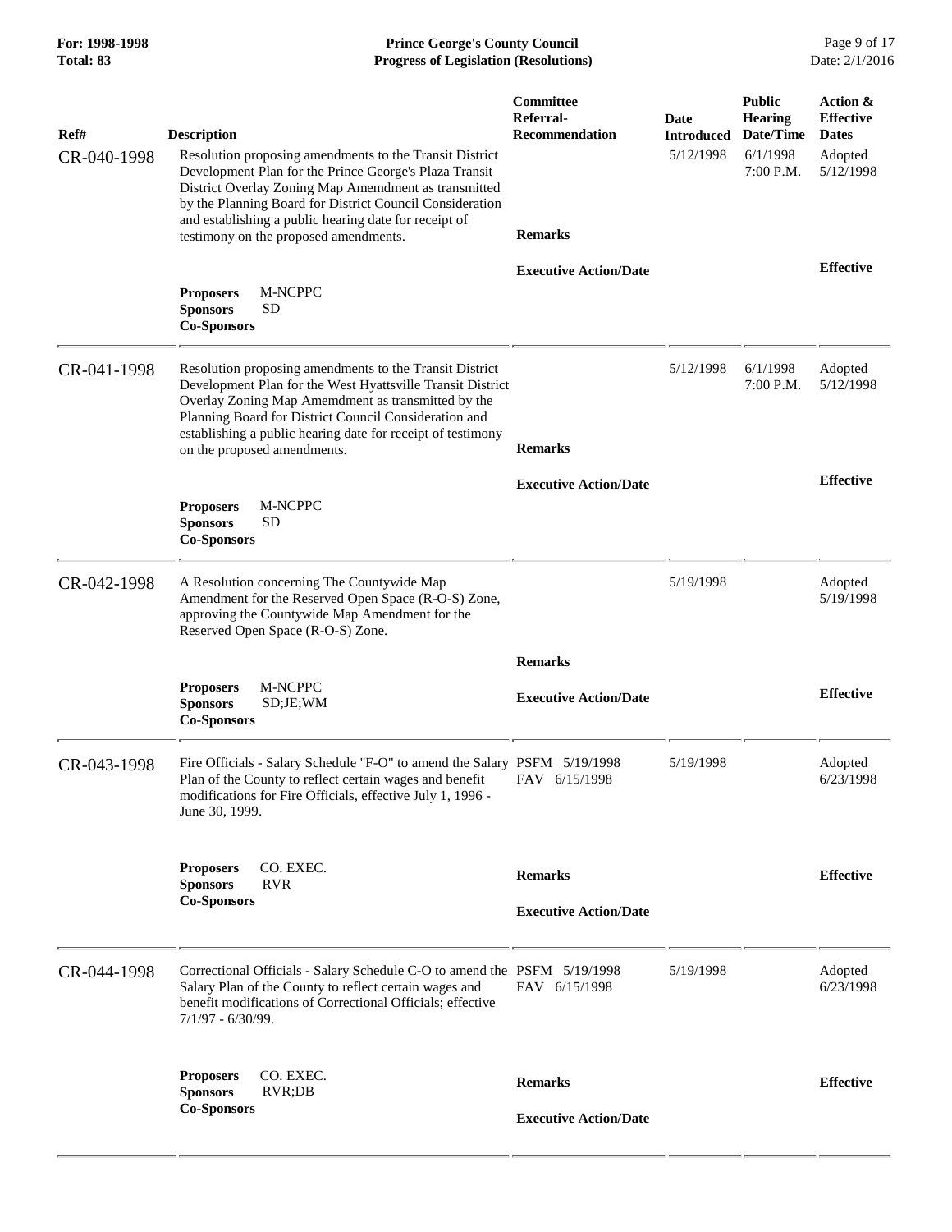| Ref# | Description | Committee Referral-Recommendation | Date Introduced | Public Hearing Date/Time | Action & Effective Dates |
|---|---|---|---|---|---|
| CR-040-1998 | Resolution proposing amendments to the Transit District Development Plan for the Prince George's Plaza Transit District Overlay Zoning Map Amemdment as transmitted by the Planning Board for District Council Consideration and establishing a public hearing date for receipt of testimony on the proposed amendments. | | 5/12/1998 | 6/1/1998 7:00 P.M. | Adopted 5/12/1998 |
| | | **Remarks** | | | |
| | | **Executive Action/Date** | | | **Effective** |
| | **Proposers** M-NCPPC<br>**Sponsors** SD<br>**Co-Sponsors** | | | | |
| CR-041-1998 | Resolution proposing amendments to the Transit District Development Plan for the West Hyattsville Transit District Overlay Zoning Map Amemdment as transmitted by the Planning Board for District Council Consideration and establishing a public hearing date for receipt of testimony on the proposed amendments. | | 5/12/1998 | 6/1/1998 7:00 P.M. | Adopted 5/12/1998 |
| | | **Remarks** | | | |
| | | **Executive Action/Date** | | | **Effective** |
| | **Proposers** M-NCPPC<br>**Sponsors** SD<br>**Co-Sponsors** | | | | |
| CR-042-1998 | A Resolution concerning The Countywide Map Amendment for the Reserved Open Space (R-O-S) Zone, approving the Countywide Map Amendment for the Reserved Open Space (R-O-S) Zone. | | 5/19/1998 | | Adopted 5/19/1998 |
| | | **Remarks** | | | |
| | **Proposers** M-NCPPC<br>**Sponsors** SD;JE;WM<br>**Co-Sponsors** | **Executive Action/Date** | | | **Effective** |
| CR-043-1998 | Fire Officials - Salary Schedule "F-O" to amend the Salary Plan of the County to reflect certain wages and benefit modifications for Fire Officials, effective July 1, 1996 - June 30, 1999. | PSFM 5/19/1998<br>FAV 6/15/1998 | 5/19/1998 | | Adopted 6/23/1998 |
| | **Proposers** CO. EXEC.<br>**Sponsors** RVR<br>**Co-Sponsors** | **Remarks** | | | **Effective** |
| | | **Executive Action/Date** | | | |
| CR-044-1998 | Correctional Officials - Salary Schedule C-O to amend the Salary Plan of the County to reflect certain wages and benefit modifications of Correctional Officials; effective 7/1/97 - 6/30/99. | PSFM 5/19/1998<br>FAV 6/15/1998 | 5/19/1998 | | Adopted 6/23/1998 |
| | **Proposers** CO. EXEC.<br>**Sponsors** RVR;DB<br>**Co-Sponsors** | **Remarks** | | | **Effective** |
| | | **Executive Action/Date** | | | |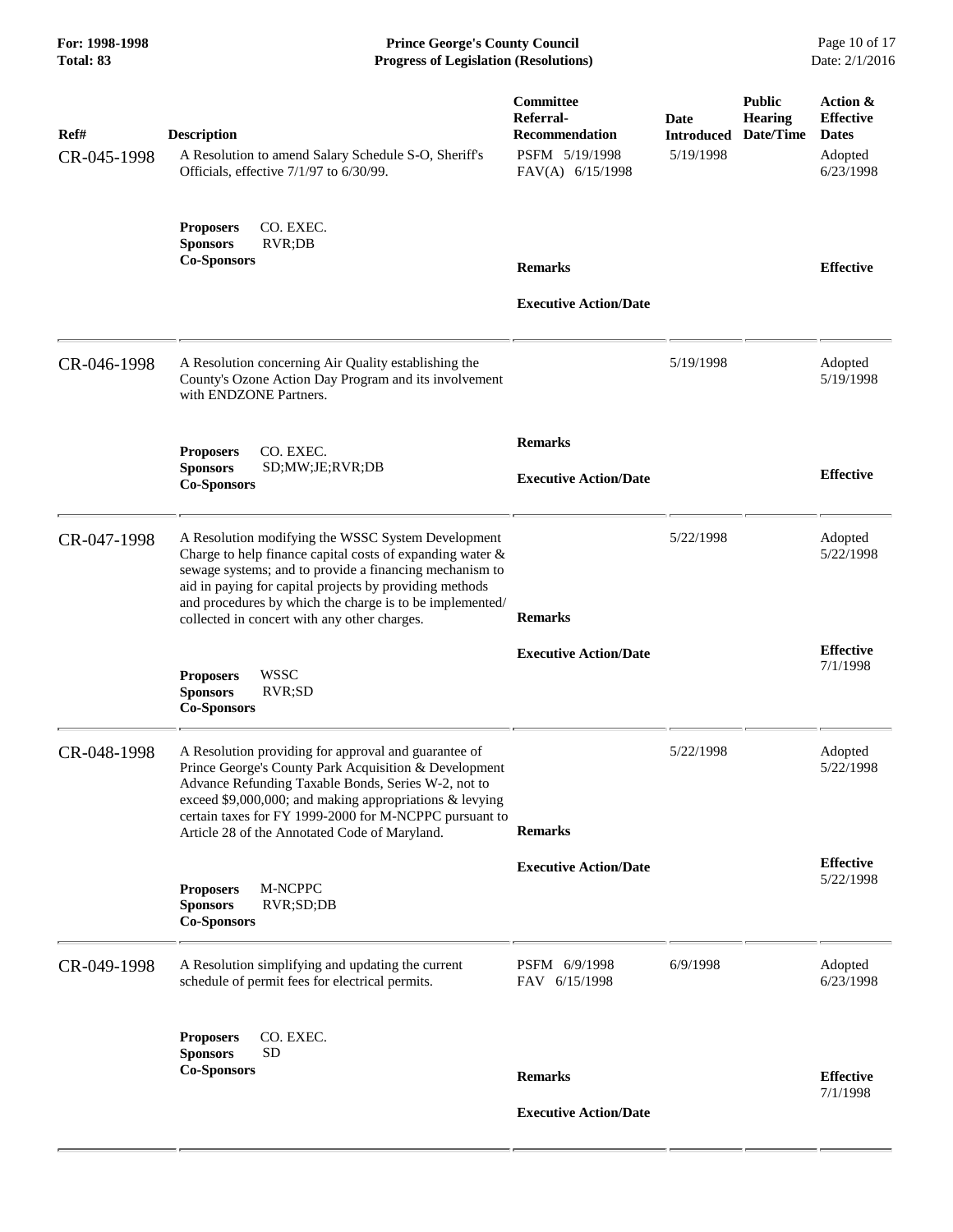| Ref# | Description | Committee Referral-Recommendation | Date Introduced | Public Hearing Date/Time | Action & Effective Dates |
|---|---|---|---|---|---|
| CR-045-1998 | A Resolution to amend Salary Schedule S-O, Sheriff's Officials, effective 7/1/97 to 6/30/99.<br><br>**Proposers** CO. EXEC.<br>**Sponsors** RVR;DB<br>**Co-Sponsors** | PSFM 5/19/1998<br>FAV(A) 6/15/1998<br><br>**Remarks**<br><br>**Executive Action/Date** | 5/19/1998 | | Adopted 6/23/1998<br><br>**Effective** |
| CR-046-1998 | A Resolution concerning Air Quality establishing the County's Ozone Action Day Program and its involvement with ENDZONE Partners.<br><br>**Proposers** CO. EXEC.<br>**Sponsors** SD;MW;JE;RVR;DB<br>**Co-Sponsors** | **Remarks**<br><br>**Executive Action/Date** | 5/19/1998 | | Adopted 5/19/1998<br><br>**Effective** |
| CR-047-1998 | A Resolution modifying the WSSC System Development Charge to help finance capital costs of expanding water & sewage systems; and to provide a financing mechanism to aid in paying for capital projects by providing methods and procedures by which the charge is to be implemented/ collected in concert with any other charges.<br><br>**Proposers** WSSC<br>**Sponsors** RVR;SD<br>**Co-Sponsors** | **Remarks**<br><br>**Executive Action/Date** | 5/22/1998 | | Adopted 5/22/1998<br><br>**Effective** 7/1/1998 |
| CR-048-1998 | A Resolution providing for approval and guarantee of Prince George's County Park Acquisition & Development Advance Refunding Taxable Bonds, Series W-2, not to exceed $9,000,000; and making appropriations & levying certain taxes for FY 1999-2000 for M-NCPPC pursuant to Article 28 of the Annotated Code of Maryland.<br><br>**Proposers** M-NCPPC<br>**Sponsors** RVR;SD;DB<br>**Co-Sponsors** | **Remarks**<br><br>**Executive Action/Date** | 5/22/1998 | | Adopted 5/22/1998<br><br>**Effective** 5/22/1998 |
| CR-049-1998 | A Resolution simplifying and updating the current schedule of permit fees for electrical permits.<br><br>**Proposers** CO. EXEC.<br>**Sponsors** SD<br>**Co-Sponsors** | PSFM 6/9/1998<br>FAV 6/15/1998<br><br>**Remarks**<br><br>**Executive Action/Date** | 6/9/1998 | | Adopted 6/23/1998<br><br>**Effective** 7/1/1998 |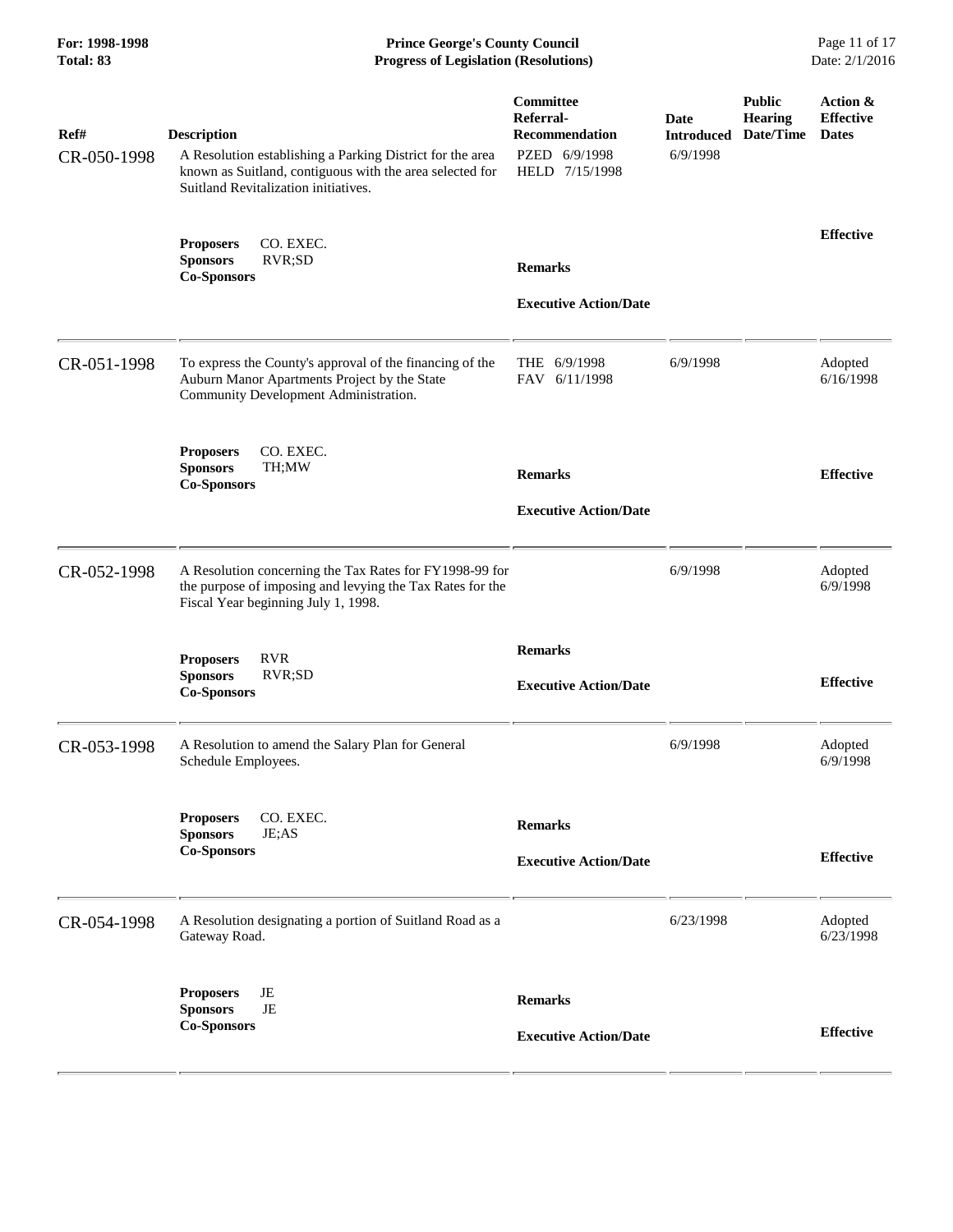| Ref# | Description | Committee Referral-Recommendation | Date Introduced | Public Hearing Date/Time | Action & Effective Dates |
|---|---|---|---|---|---|
| CR-050-1998 | A Resolution establishing a Parking District for the area known as Suitland, contiguous with the area selected for Suitland Revitalization initiatives. | PZED 6/9/1998<br>HELD 7/15/1998 | 6/9/1998 | | |
| | **Proposers** CO. EXEC.<br>**Sponsors** RVR;SD<br>**Co-Sponsors** | **Remarks**<br><br>**Executive Action/Date** | | | **Effective** |
| CR-051-1998 | To express the County's approval of the financing of the Auburn Manor Apartments Project by the State Community Development Administration. | THE 6/9/1998<br>FAV 6/11/1998 | 6/9/1998 | | Adopted 6/16/1998 |
| | **Proposers** CO. EXEC.<br>**Sponsors** TH;MW<br>**Co-Sponsors** | **Remarks**<br><br>**Executive Action/Date** | | | **Effective** |
| CR-052-1998 | A Resolution concerning the Tax Rates for FY1998-99 for the purpose of imposing and levying the Tax Rates for the Fiscal Year beginning July 1, 1998. | | 6/9/1998 | | Adopted 6/9/1998 |
| | **Proposers** RVR<br>**Sponsors** RVR;SD<br>**Co-Sponsors** | **Remarks**<br><br>**Executive Action/Date** | | | **Effective** |
| CR-053-1998 | A Resolution to amend the Salary Plan for General Schedule Employees. | | 6/9/1998 | | Adopted 6/9/1998 |
| | **Proposers** CO. EXEC.<br>**Sponsors** JE;AS<br>**Co-Sponsors** | **Remarks**<br><br>**Executive Action/Date** | | | **Effective** |
| CR-054-1998 | A Resolution designating a portion of Suitland Road as a Gateway Road. | | 6/23/1998 | | Adopted 6/23/1998 |
| | **Proposers** JE<br>**Sponsors** JE<br>**Co-Sponsors** | **Remarks**<br><br>**Executive Action/Date** | | | **Effective** |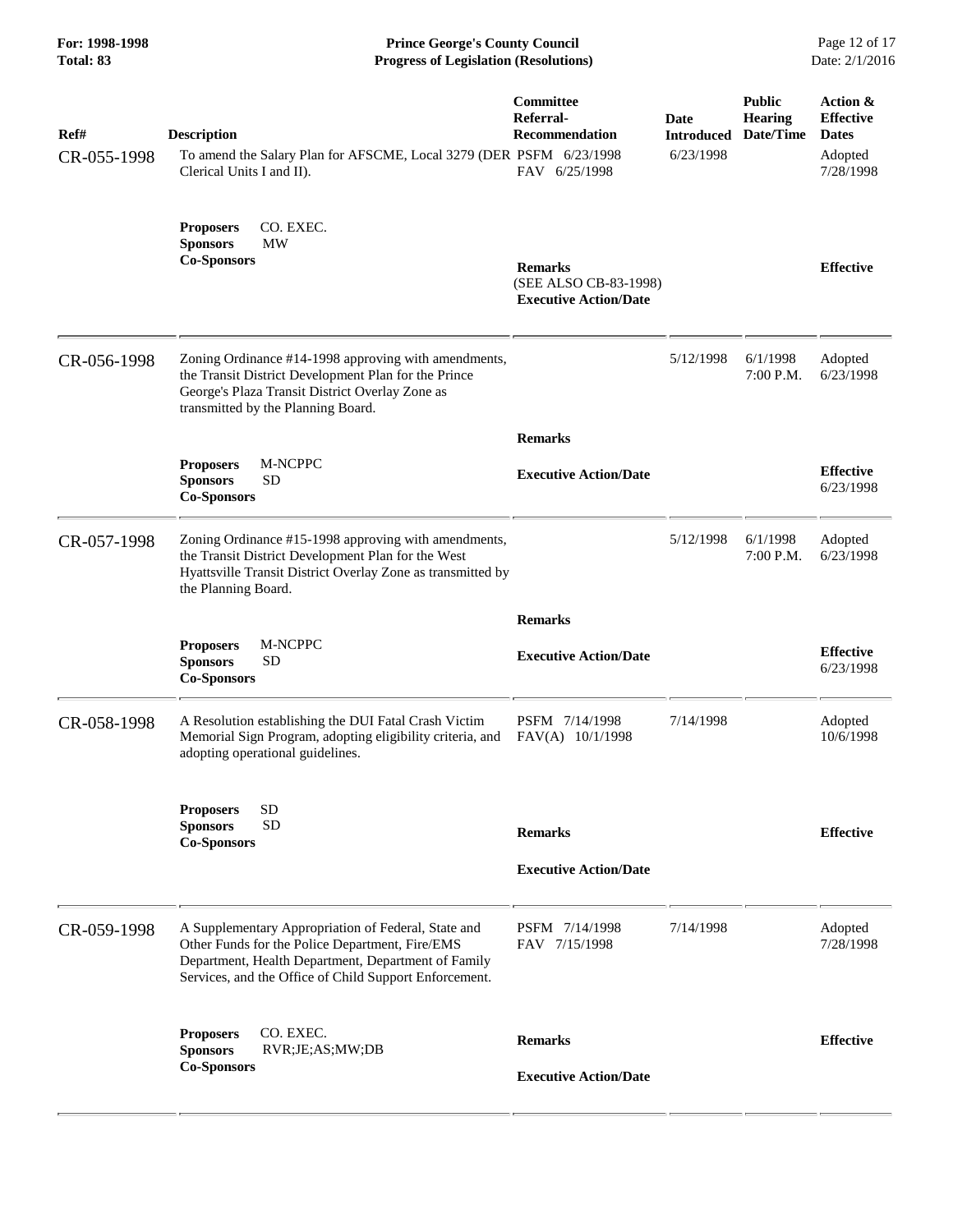| Ref# | Description | Committee Referral-Recommendation | Date Introduced | Public Hearing Date/Time | Action & Effective Dates |
|---|---|---|---|---|---|
| CR-055-1998 | To amend the Salary Plan for AFSCME, Local 3279 (DER Clerical Units I and II). | PSFM 6/23/1998<br>FAV 6/25/1998 | 6/23/1998 | | Adopted 7/28/1998 |
| | **Proposers** CO. EXEC.<br>**Sponsors** MW<br>**Co-Sponsors** | **Remarks**<br>(SEE ALSO CB-83-1998)<br>**Executive Action/Date** | | | **Effective** |
| CR-056-1998 | Zoning Ordinance #14-1998 approving with amendments, the Transit District Development Plan for the Prince George's Plaza Transit District Overlay Zone as transmitted by the Planning Board. | | 5/12/1998 | 6/1/1998 7:00 P.M. | Adopted 6/23/1998 |
| | **Proposers** M-NCPPC<br>**Sponsors** SD<br>**Co-Sponsors** | **Remarks**<br>**Executive Action/Date** | | | **Effective** 6/23/1998 |
| CR-057-1998 | Zoning Ordinance #15-1998 approving with amendments, the Transit District Development Plan for the West Hyattsville Transit District Overlay Zone as transmitted by the Planning Board. | | 5/12/1998 | 6/1/1998 7:00 P.M. | Adopted 6/23/1998 |
| | **Proposers** M-NCPPC<br>**Sponsors** SD<br>**Co-Sponsors** | **Remarks**<br>**Executive Action/Date** | | | **Effective** 6/23/1998 |
| CR-058-1998 | A Resolution establishing the DUI Fatal Crash Victim Memorial Sign Program, adopting eligibility criteria, and adopting operational guidelines. | PSFM 7/14/1998<br>FAV(A) 10/1/1998 | 7/14/1998 | | Adopted 10/6/1998 |
| | **Proposers** SD<br>**Sponsors** SD<br>**Co-Sponsors** | **Remarks**<br>**Executive Action/Date** | | | **Effective** |
| CR-059-1998 | A Supplementary Appropriation of Federal, State and Other Funds for the Police Department, Fire/EMS Department, Health Department, Department of Family Services, and the Office of Child Support Enforcement. | PSFM 7/14/1998<br>FAV 7/15/1998 | 7/14/1998 | | Adopted 7/28/1998 |
| | **Proposers** CO. EXEC.<br>**Sponsors** RVR;JE;AS;MW;DB<br>**Co-Sponsors** | **Remarks**<br>**Executive Action/Date** | | | **Effective** |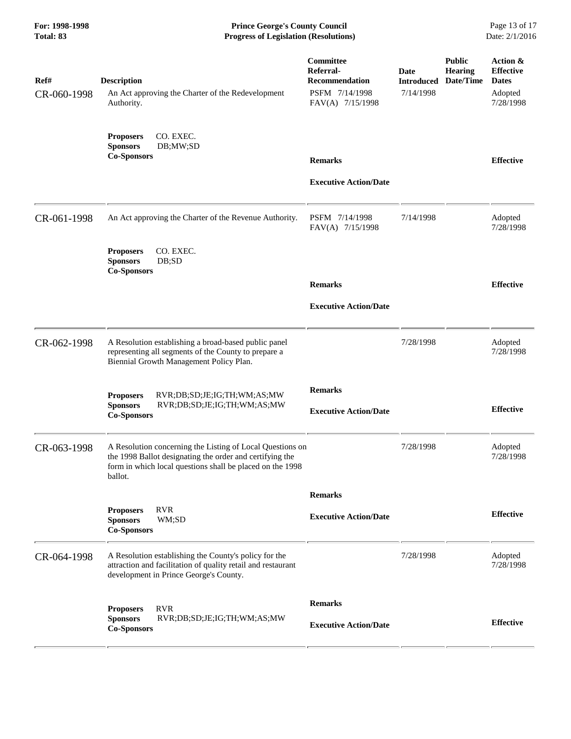**For: 1998-1998**
**Total: 83**

**Prince George's County Council**
**Progress of Legislation (Resolutions)**

| Ref# | Description | Committee Referral-Recommendation | Date Introduced | Public Hearing Date/Time | Action & Effective Dates |
|---|---|---|---|---|---|
| CR-060-1998 | An Act approving the Charter of the Redevelopment Authority. | PSFM 7/14/1998<br>FAV(A) 7/15/1998 | 7/14/1998 | | Adopted<br>7/28/1998 |
| | **Proposers** CO. EXEC.<br>**Sponsors** DB;MW;SD<br>**Co-Sponsors** | **Remarks**<br><br>**Executive Action/Date** | | | **Effective** |
| CR-061-1998 | An Act approving the Charter of the Revenue Authority. | PSFM 7/14/1998<br>FAV(A) 7/15/1998 | 7/14/1998 | | Adopted<br>7/28/1998 |
| | **Proposers** CO. EXEC.<br>**Sponsors** DB;SD<br>**Co-Sponsors** | **Remarks**<br><br>**Executive Action/Date** | | | **Effective** |
| CR-062-1998 | A Resolution establishing a broad-based public panel representing all segments of the County to prepare a Biennial Growth Management Policy Plan. | | 7/28/1998 | | Adopted<br>7/28/1998 |
| | **Proposers** RVR;DB;SD;JE;IG;TH;WM;AS;MW<br>**Sponsors** RVR;DB;SD;JE;IG;TH;WM;AS;MW<br>**Co-Sponsors** | **Remarks**<br><br>**Executive Action/Date** | | | **Effective** |
| CR-063-1998 | A Resolution concerning the Listing of Local Questions on the 1998 Ballot designating the order and certifying the form in which local questions shall be placed on the 1998 ballot. | | 7/28/1998 | | Adopted<br>7/28/1998 |
| | **Proposers** RVR<br>**Sponsors** WM;SD<br>**Co-Sponsors** | **Remarks**<br><br>**Executive Action/Date** | | | **Effective** |
| CR-064-1998 | A Resolution establishing the County's policy for the attraction and facilitation of quality retail and restaurant development in Prince George's County. | | 7/28/1998 | | Adopted<br>7/28/1998 |
| | **Proposers** RVR<br>**Sponsors** RVR;DB;SD;JE;IG;TH;WM;AS;MW<br>**Co-Sponsors** | **Remarks**<br><br>**Executive Action/Date** | | | **Effective** |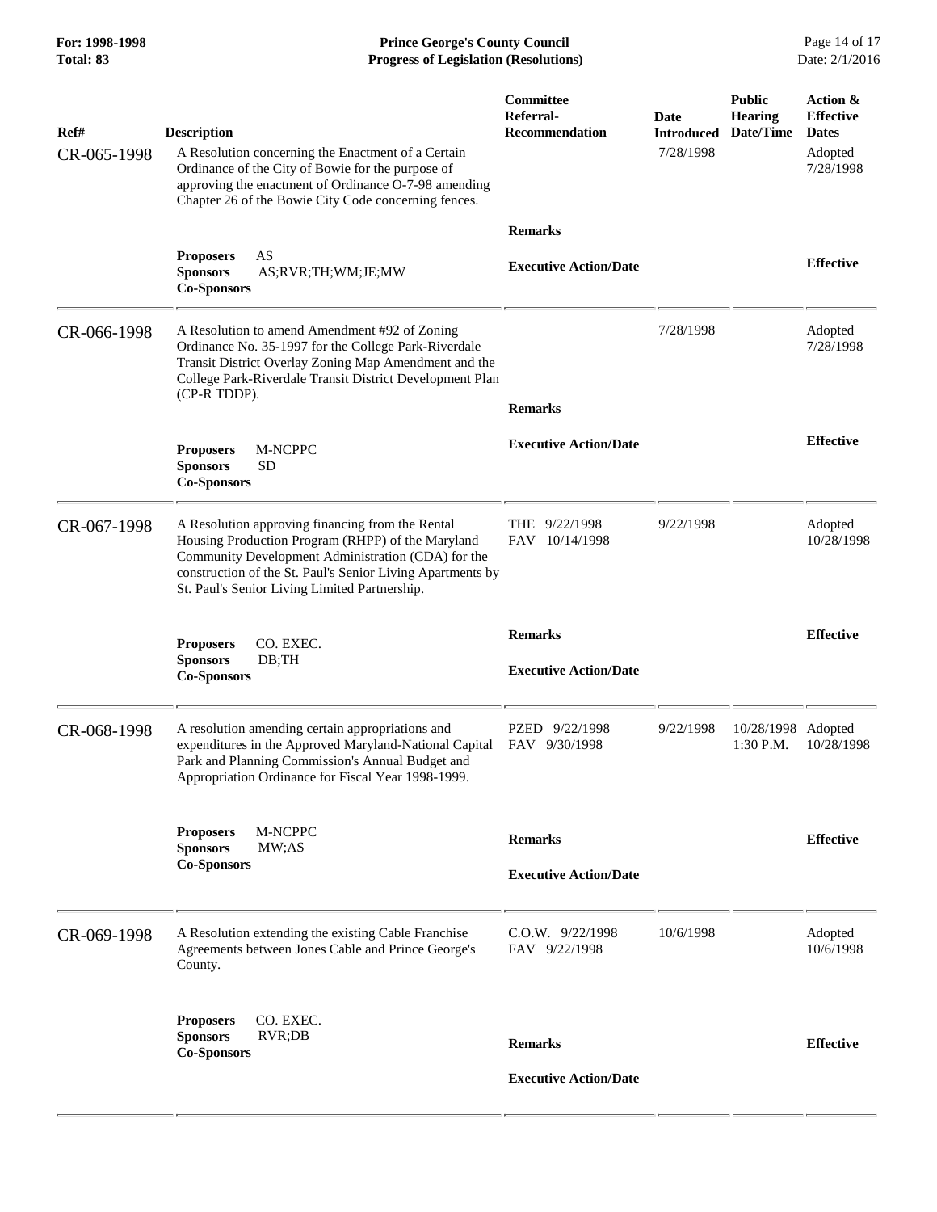| Ref# | Description | Committee Referral-Recommendation | Date Introduced | Public Hearing Date/Time | Action & Effective Dates |
|---|---|---|---|---|---|
| CR-065-1998 | A Resolution concerning the Enactment of a Certain Ordinance of the City of Bowie for the purpose of approving the enactment of Ordinance O-7-98 amending Chapter 26 of the Bowie City Code concerning fences. | | 7/28/1998 | | Adopted 7/28/1998 |
| | **Proposers** AS<br>**Sponsors** AS;RVR;TH;WM;JE;MW<br>**Co-Sponsors** | **Remarks**<br><br>**Executive Action/Date** | | | **Effective** |
| CR-066-1998 | A Resolution to amend Amendment #92 of Zoning Ordinance No. 35-1997 for the College Park-Riverdale Transit District Overlay Zoning Map Amendment and the College Park-Riverdale Transit District Development Plan (CP-R TDDP). | | 7/28/1998 | | Adopted 7/28/1998 |
| | **Proposers** M-NCPPC<br>**Sponsors** SD<br>**Co-Sponsors** | **Remarks**<br><br>**Executive Action/Date** | | | **Effective** |
| CR-067-1998 | A Resolution approving financing from the Rental Housing Production Program (RHPP) of the Maryland Community Development Administration (CDA) for the construction of the St. Paul's Senior Living Apartments by St. Paul's Senior Living Limited Partnership. | THE 9/22/1998<br>FAV 10/14/1998 | 9/22/1998 | | Adopted 10/28/1998 |
| | **Proposers** CO. EXEC.<br>**Sponsors** DB;TH<br>**Co-Sponsors** | **Remarks**<br><br>**Executive Action/Date** | | | **Effective** |
| CR-068-1998 | A resolution amending certain appropriations and expenditures in the Approved Maryland-National Capital Park and Planning Commission's Annual Budget and Appropriation Ordinance for Fiscal Year 1998-1999. | PZED 9/22/1998<br>FAV 9/30/1998 | 9/22/1998 | 10/28/1998 1:30 P.M. | Adopted 10/28/1998 |
| | **Proposers** M-NCPPC<br>**Sponsors** MW;AS<br>**Co-Sponsors** | **Remarks**<br><br>**Executive Action/Date** | | | **Effective** |
| CR-069-1998 | A Resolution extending the existing Cable Franchise Agreements between Jones Cable and Prince George's County. | C.O.W. 9/22/1998<br>FAV 9/22/1998 | 10/6/1998 | | Adopted 10/6/1998 |
| | **Proposers** CO. EXEC.<br>**Sponsors** RVR;DB<br>**Co-Sponsors** | **Remarks**<br><br>**Executive Action/Date** | | | **Effective** |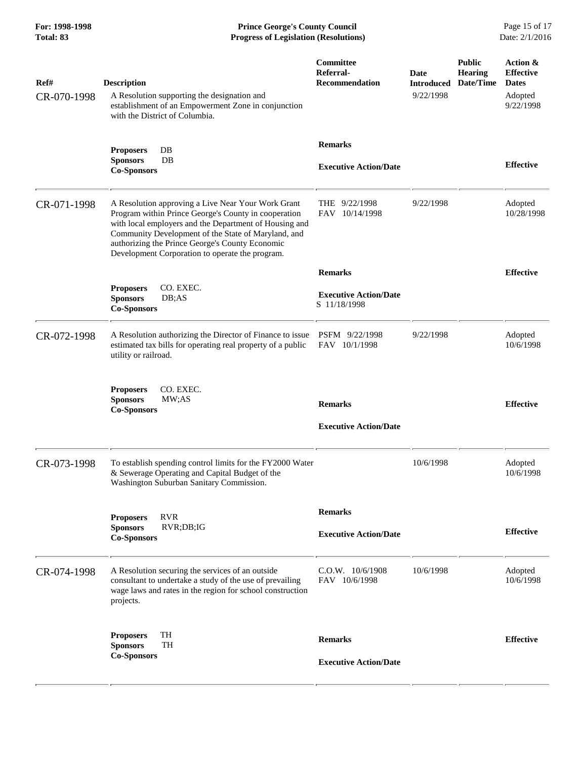| Ref# | Description | Committee Referral-Recommendation | Date Introduced | Public Hearing Date/Time | Action & Effective Dates |
|---|---|---|---|---|---|
| CR-070-1998 | A Resolution supporting the designation and establishment of an Empowerment Zone in conjunction with the District of Columbia. | | 9/22/1998 | | Adopted 9/22/1998 |
| | **Proposers** DB<br>**Sponsors** DB<br>**Co-Sponsors** | **Remarks**<br><br>**Executive Action/Date** | | | **Effective** |
| CR-071-1998 | A Resolution approving a Live Near Your Work Grant Program within Prince George's County in cooperation with local employers and the Department of Housing and Community Development of the State of Maryland, and authorizing the Prince George's County Economic Development Corporation to operate the program. | THE 9/22/1998<br>FAV 10/14/1998 | 9/22/1998 | | Adopted 10/28/1998 |
| | **Proposers** CO. EXEC.<br>**Sponsors** DB;AS<br>**Co-Sponsors** | **Remarks**<br><br>**Executive Action/Date**<br>S 11/18/1998 | | | **Effective** |
| CR-072-1998 | A Resolution authorizing the Director of Finance to issue estimated tax bills for operating real property of a public utility or railroad. | PSFM 9/22/1998<br>FAV 10/1/1998 | 9/22/1998 | | Adopted 10/6/1998 |
| | **Proposers** CO. EXEC.<br>**Sponsors** MW;AS<br>**Co-Sponsors** | **Remarks**<br><br>**Executive Action/Date** | | | **Effective** |
| CR-073-1998 | To establish spending control limits for the FY2000 Water & Sewerage Operating and Capital Budget of the Washington Suburban Sanitary Commission. | | 10/6/1998 | | Adopted 10/6/1998 |
| | **Proposers** RVR<br>**Sponsors** RVR;DB;IG<br>**Co-Sponsors** | **Remarks**<br><br>**Executive Action/Date** | | | **Effective** |
| CR-074-1998 | A Resolution securing the services of an outside consultant to undertake a study of the use of prevailing wage laws and rates in the region for school construction projects. | C.O.W. 10/6/1908<br>FAV 10/6/1998 | 10/6/1998 | | Adopted 10/6/1998 |
| | **Proposers** TH<br>**Sponsors** TH<br>**Co-Sponsors** | **Remarks**<br><br>**Executive Action/Date** | | | **Effective** |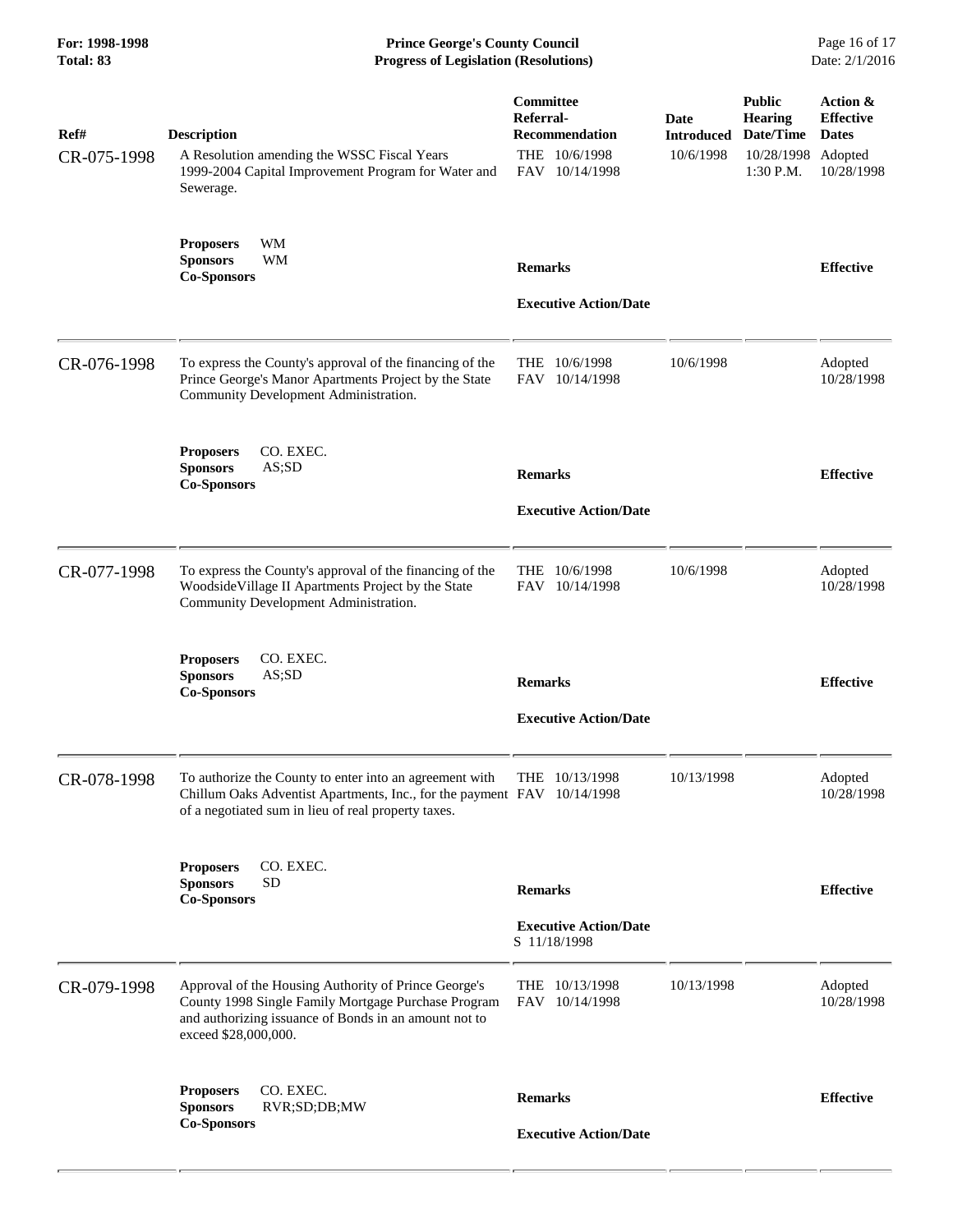| Ref# | Description | Committee Referral-Recommendation | Date Introduced | Public Hearing Date/Time | Action & Effective Dates |
|---|---|---|---|---|---|
| CR-075-1998 | A Resolution amending the WSSC Fiscal Years 1999-2004 Capital Improvement Program for Water and Sewerage. | THE 10/6/1998<br>FAV 10/14/1998 | 10/6/1998 | 10/28/1998 1:30 P.M. | Adopted 10/28/1998 |
| | **Proposers** WM<br>**Sponsors** WM<br>**Co-Sponsors** | **Remarks**<br><br>**Executive Action/Date** | | | **Effective** |
| CR-076-1998 | To express the County's approval of the financing of the Prince George's Manor Apartments Project by the State Community Development Administration. | THE 10/6/1998<br>FAV 10/14/1998 | 10/6/1998 | | Adopted 10/28/1998 |
| | **Proposers** CO. EXEC.<br>**Sponsors** AS;SD<br>**Co-Sponsors** | **Remarks**<br><br>**Executive Action/Date** | | | **Effective** |
| CR-077-1998 | To express the County's approval of the financing of the WoodsideVillage II Apartments Project by the State Community Development Administration. | THE 10/6/1998<br>FAV 10/14/1998 | 10/6/1998 | | Adopted 10/28/1998 |
| | **Proposers** CO. EXEC.<br>**Sponsors** AS;SD<br>**Co-Sponsors** | **Remarks**<br><br>**Executive Action/Date** | | | **Effective** |
| CR-078-1998 | To authorize the County to enter into an agreement with Chillum Oaks Adventist Apartments, Inc., for the payment of a negotiated sum in lieu of real property taxes. | THE 10/13/1998<br>FAV 10/14/1998 | 10/13/1998 | | Adopted 10/28/1998 |
| | **Proposers** CO. EXEC.<br>**Sponsors** SD<br>**Co-Sponsors** | **Remarks**<br><br>**Executive Action/Date**<br>S 11/18/1998 | | | **Effective** |
| CR-079-1998 | Approval of the Housing Authority of Prince George's County 1998 Single Family Mortgage Purchase Program and authorizing issuance of Bonds in an amount not to exceed $28,000,000. | THE 10/13/1998<br>FAV 10/14/1998 | 10/13/1998 | | Adopted 10/28/1998 |
| | **Proposers** CO. EXEC.<br>**Sponsors** RVR;SD;DB;MW<br>**Co-Sponsors** | **Remarks**<br><br>**Executive Action/Date** | | | **Effective** |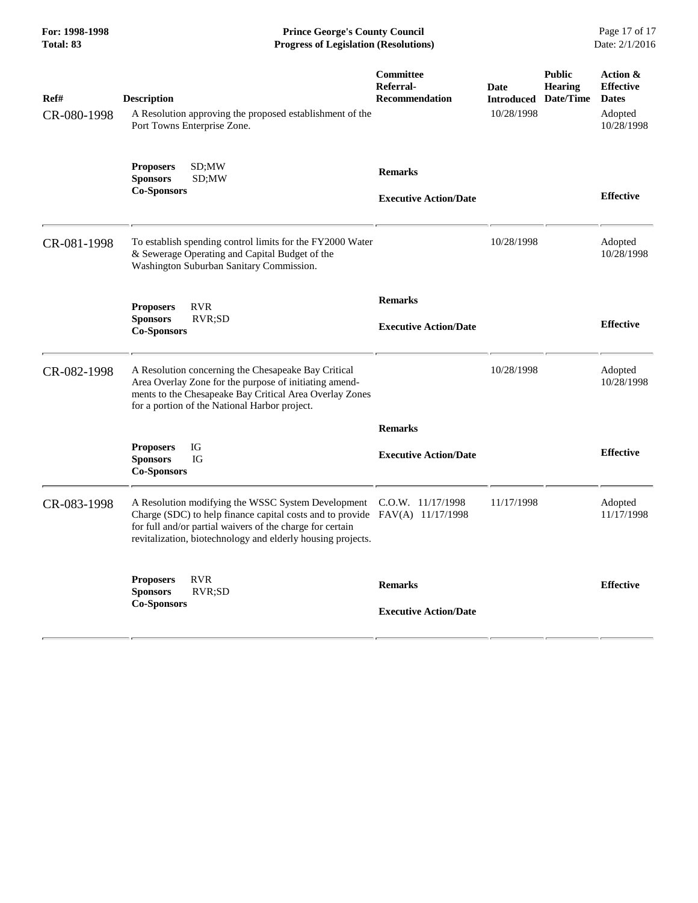| Ref# | Description | Committee Referral-Recommendation | Date Introduced | Public Hearing Date/Time | Action & Effective Dates |
|---|---|---|---|---|---|
| CR-080-1998 | A Resolution approving the proposed establishment of the Port Towns Enterprise Zone. | | 10/28/1998 | | Adopted 10/28/1998 |
| | **Proposers** SD;MW<br>**Sponsors** SD;MW<br>**Co-Sponsors** | **Remarks**<br><br>**Executive Action/Date** | | | **Effective** |
| CR-081-1998 | To establish spending control limits for the FY2000 Water & Sewerage Operating and Capital Budget of the Washington Suburban Sanitary Commission. | | 10/28/1998 | | Adopted 10/28/1998 |
| | **Proposers** RVR<br>**Sponsors** RVR;SD<br>**Co-Sponsors** | **Remarks**<br><br>**Executive Action/Date** | | | **Effective** |
| CR-082-1998 | A Resolution concerning the Chesapeake Bay Critical Area Overlay Zone for the purpose of initiating amendments to the Chesapeake Bay Critical Area Overlay Zones for a portion of the National Harbor project. | | 10/28/1998 | | Adopted 10/28/1998 |
| | **Proposers** IG<br>**Sponsors** IG<br>**Co-Sponsors** | **Remarks**<br><br>**Executive Action/Date** | | | **Effective** |
| CR-083-1998 | A Resolution modifying the WSSC System Development Charge (SDC) to help finance capital costs and to provide for full and/or partial waivers of the charge for certain revitalization, biotechnology and elderly housing projects. | C.O.W. 11/17/1998<br>FAV(A) 11/17/1998 | 11/17/1998 | | Adopted 11/17/1998 |
| | **Proposers** RVR<br>**Sponsors** RVR;SD<br>**Co-Sponsors** | **Remarks**<br><br>**Executive Action/Date** | | | **Effective** |